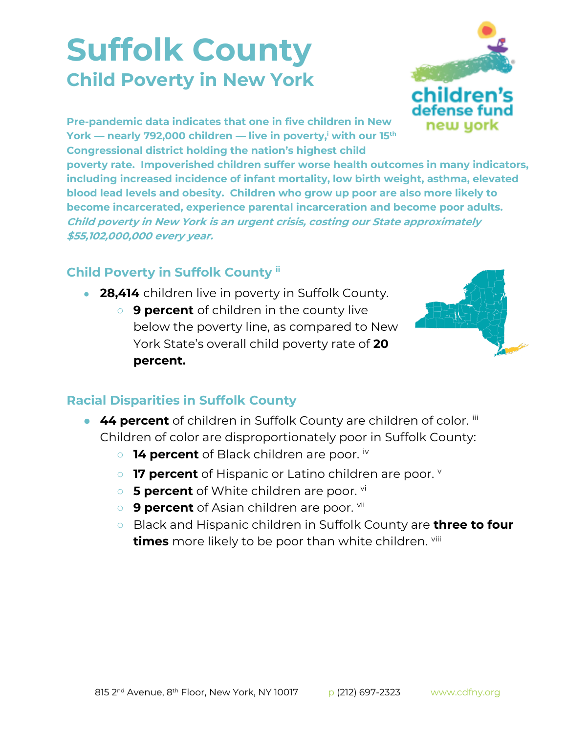# Suffolk County

## Child Poverty in New York

**Pre-pandemic data indicates that one in five children in New York — nearly 792,000 children — live in poverty,[i] with our 15th Congressional district holding the nation's highest child poverty rate. Impoverished children suffer worse health outcomes in many indicators, including increased incidence of infant mortality, low birth weight, asthma, elevated blood lead levels and obesity. Children who grow up poor are also more likely to become incarcerated, experience parental incarceration and become poor adults.** ***Child poverty in New York is an urgent crisis, costing our State approximately $55,102,000,000 every year.***

### Child Poverty in Suffolk County [ii]

- **28,414** children live in poverty in Suffolk County.
  - **9 percent** of children in the county live below the poverty line, as compared to New York State's overall child poverty rate of **20 percent.**

### Racial Disparities in Suffolk County

- **44 percent** of children in Suffolk County are children of color. [iii] Children of color are disproportionately poor in Suffolk County:
  - **14 percent** of Black children are poor. [iv]
  - **17 percent** of Hispanic or Latino children are poor. [v]
  - **5 percent** of White children are poor. [vi]
  - **9 percent** of Asian children are poor. [vii]
  - Black and Hispanic children in Suffolk County are **three to four times** more likely to be poor than white children. [viii]

815 2nd Avenue, 8th Floor, New York, NY 10017 p (212) 697-2323 www.cdfny.org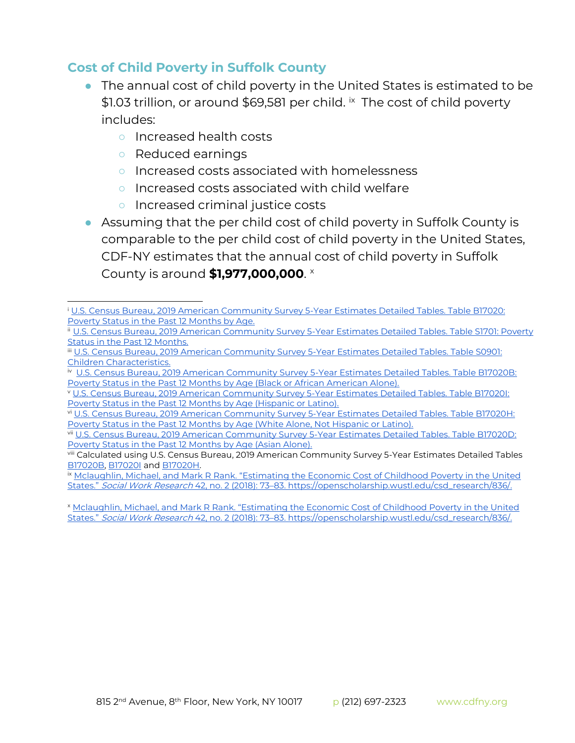## Cost of Child Poverty in Suffolk County

- The annual cost of child poverty in the United States is estimated to be $1.03 trillion, or around $69,581 per child. [ix] The cost of child poverty includes:
  - Increased health costs
  - Reduced earnings
  - Increased costs associated with homelessness
  - Increased costs associated with child welfare
  - Increased criminal justice costs
- Assuming that the per child cost of child poverty in Suffolk County is comparable to the per child cost of child poverty in the United States, CDF-NY estimates that the annual cost of child poverty in Suffolk County is around **$1,977,000,000**. [x]

---

[i] U.S. Census Bureau, 2019 American Community Survey 5-Year Estimates Detailed Tables. Table B17020: Poverty Status in the Past 12 Months by Age.

[ii] U.S. Census Bureau, 2019 American Community Survey 5-Year Estimates Detailed Tables. Table S1701: Poverty Status in the Past 12 Months.

[iii] U.S. Census Bureau, 2019 American Community Survey 5-Year Estimates Detailed Tables. Table S0901: Children Characteristics.

[iv] U.S. Census Bureau, 2019 American Community Survey 5-Year Estimates Detailed Tables. Table B17020B: Poverty Status in the Past 12 Months by Age (Black or African American Alone).

[v] U.S. Census Bureau, 2019 American Community Survey 5-Year Estimates Detailed Tables. Table B17020I: Poverty Status in the Past 12 Months by Age (Hispanic or Latino).

[vi] U.S. Census Bureau, 2019 American Community Survey 5-Year Estimates Detailed Tables. Table B17020H: Poverty Status in the Past 12 Months by Age (White Alone, Not Hispanic or Latino).

[vii] U.S. Census Bureau, 2019 American Community Survey 5-Year Estimates Detailed Tables. Table B17020D: Poverty Status in the Past 12 Months by Age (Asian Alone).

[viii] Calculated using U.S. Census Bureau, 2019 American Community Survey 5-Year Estimates Detailed Tables B17020B, B17020I and B17020H.

[ix] Mclaughlin, Michael, and Mark R Rank. "Estimating the Economic Cost of Childhood Poverty in the United States." *Social Work Research* 42, no. 2 (2018): 73–83. https://openscholarship.wustl.edu/csd_research/836/.

[x] Mclaughlin, Michael, and Mark R Rank. "Estimating the Economic Cost of Childhood Poverty in the United States." *Social Work Research* 42, no. 2 (2018): 73–83. https://openscholarship.wustl.edu/csd_research/836/.